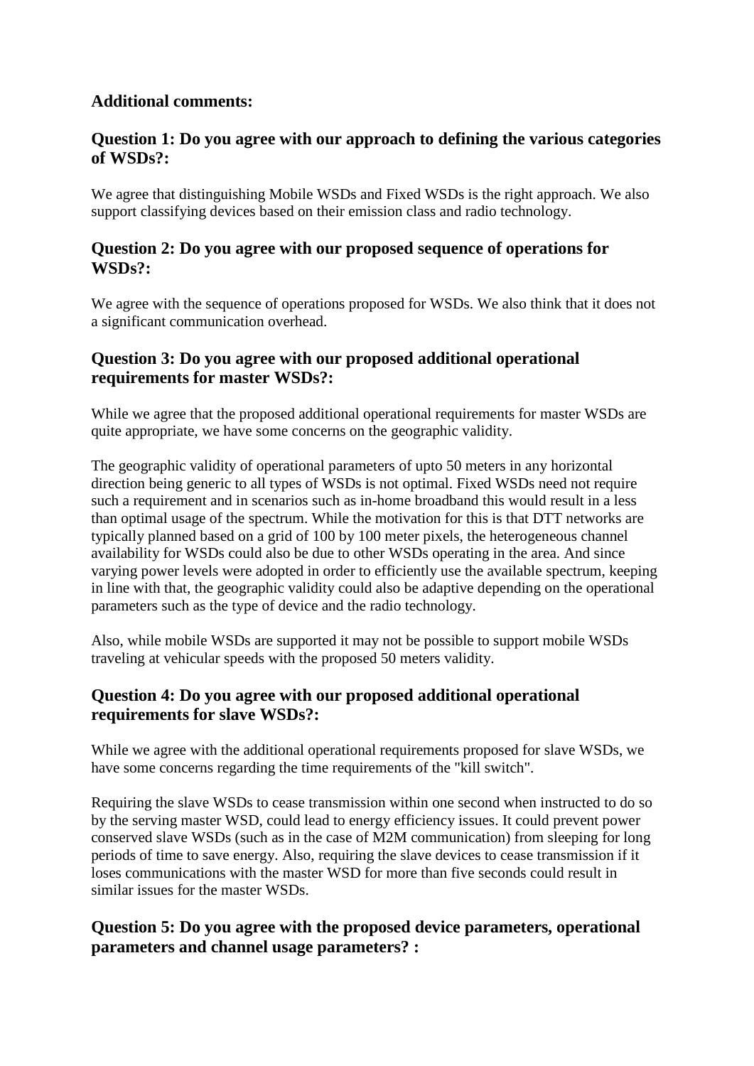### Additional comments:

### Question 1: Do you agree with our approach to defining the various categories of WSDs?:

We agree that distinguishing Mobile WSDs and Fixed WSDs is the right approach. We also support classifying devices based on their emission class and radio technology.

### Question 2: Do you agree with our proposed sequence of operations for WSDs?:

We agree with the sequence of operations proposed for WSDs. We also think that it does not a significant communication overhead.

### Question 3: Do you agree with our proposed additional operational requirements for master WSDs?:

While we agree that the proposed additional operational requirements for master WSDs are quite appropriate, we have some concerns on the geographic validity.

The geographic validity of operational parameters of upto 50 meters in any horizontal direction being generic to all types of WSDs is not optimal. Fixed WSDs need not require such a requirement and in scenarios such as in-home broadband this would result in a less than optimal usage of the spectrum. While the motivation for this is that DTT networks are typically planned based on a grid of 100 by 100 meter pixels, the heterogeneous channel availability for WSDs could also be due to other WSDs operating in the area. And since varying power levels were adopted in order to efficiently use the available spectrum, keeping in line with that, the geographic validity could also be adaptive depending on the operational parameters such as the type of device and the radio technology.

Also, while mobile WSDs are supported it may not be possible to support mobile WSDs traveling at vehicular speeds with the proposed 50 meters validity.

### Question 4: Do you agree with our proposed additional operational requirements for slave WSDs?:

While we agree with the additional operational requirements proposed for slave WSDs, we have some concerns regarding the time requirements of the "kill switch".

Requiring the slave WSDs to cease transmission within one second when instructed to do so by the serving master WSD, could lead to energy efficiency issues. It could prevent power conserved slave WSDs (such as in the case of M2M communication) from sleeping for long periods of time to save energy. Also, requiring the slave devices to cease transmission if it loses communications with the master WSD for more than five seconds could result in similar issues for the master WSDs.

### Question 5: Do you agree with the proposed device parameters, operational parameters and channel usage parameters? :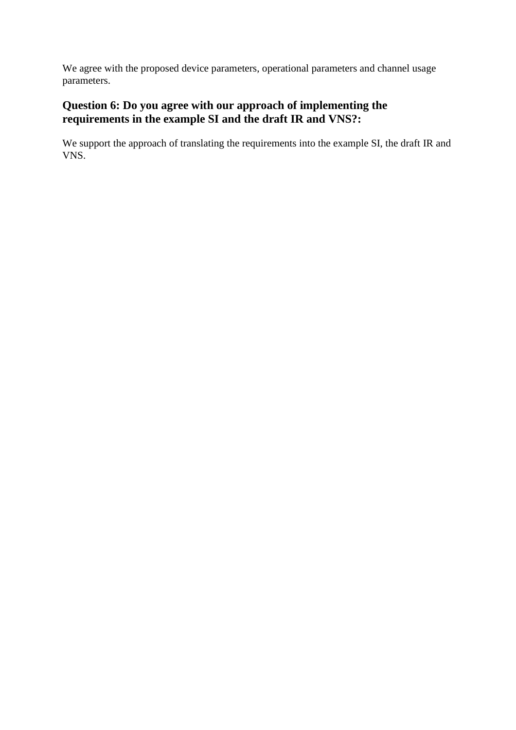We agree with the proposed device parameters, operational parameters and channel usage parameters.

### Question 6: Do you agree with our approach of implementing the requirements in the example SI and the draft IR and VNS?:

We support the approach of translating the requirements into the example SI, the draft IR and VNS.